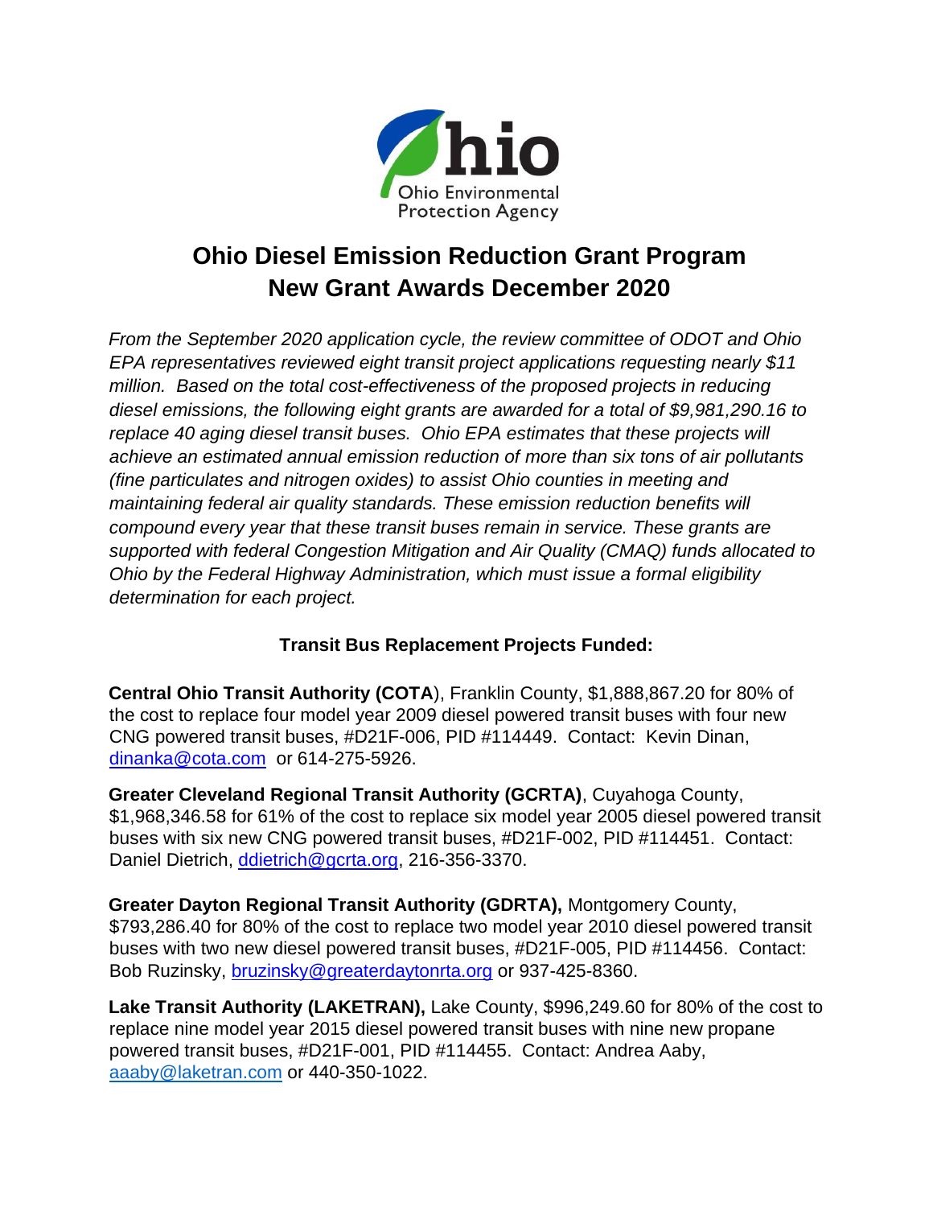Ohio Environmental Protection Agency

# Ohio Diesel Emission Reduction Grant Program
# New Grant Awards December 2020

*From the September 2020 application cycle, the review committee of ODOT and Ohio EPA representatives reviewed eight transit project applications requesting nearly $11 million. Based on the total cost-effectiveness of the proposed projects in reducing diesel emissions, the following eight grants are awarded for a total of $9,981,290.16 to replace 40 aging diesel transit buses. Ohio EPA estimates that these projects will achieve an estimated annual emission reduction of more than six tons of air pollutants (fine particulates and nitrogen oxides) to assist Ohio counties in meeting and maintaining federal air quality standards. These emission reduction benefits will compound every year that these transit buses remain in service. These grants are supported with federal Congestion Mitigation and Air Quality (CMAQ) funds allocated to Ohio by the Federal Highway Administration, which must issue a formal eligibility determination for each project.*

### Transit Bus Replacement Projects Funded:

**Central Ohio Transit Authority (COTA**), Franklin County, $1,888,867.20 for 80% of the cost to replace four model year 2009 diesel powered transit buses with four new CNG powered transit buses, #D21F-006, PID #114449. Contact: Kevin Dinan, dinanka@cota.com or 614-275-5926.

**Greater Cleveland Regional Transit Authority (GCRTA)**, Cuyahoga County, $1,968,346.58 for 61% of the cost to replace six model year 2005 diesel powered transit buses with six new CNG powered transit buses, #D21F-002, PID #114451. Contact: Daniel Dietrich, ddietrich@gcrta.org, 216-356-3370.

**Greater Dayton Regional Transit Authority (GDRTA),** Montgomery County, $793,286.40 for 80% of the cost to replace two model year 2010 diesel powered transit buses with two new diesel powered transit buses, #D21F-005, PID #114456. Contact: Bob Ruzinsky, bruzinsky@greaterdaytonrta.org or 937-425-8360.

**Lake Transit Authority (LAKETRAN),** Lake County, $996,249.60 for 80% of the cost to replace nine model year 2015 diesel powered transit buses with nine new propane powered transit buses, #D21F-001, PID #114455. Contact: Andrea Aaby, aaaby@laketran.com or 440-350-1022.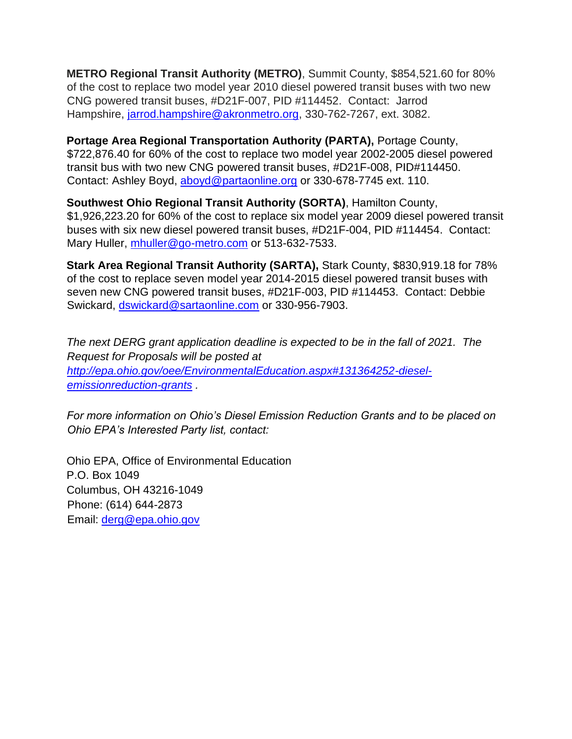**METRO Regional Transit Authority (METRO)**, Summit County, $854,521.60 for 80% of the cost to replace two model year 2010 diesel powered transit buses with two new CNG powered transit buses, #D21F-007, PID #114452. Contact: Jarrod Hampshire, jarrod.hampshire@akronmetro.org, 330-762-7267, ext. 3082.

**Portage Area Regional Transportation Authority (PARTA),** Portage County, $722,876.40 for 60% of the cost to replace two model year 2002-2005 diesel powered transit bus with two new CNG powered transit buses, #D21F-008, PID#114450. Contact: Ashley Boyd, aboyd@partaonline.org or 330-678-7745 ext. 110.

**Southwest Ohio Regional Transit Authority (SORTA)**, Hamilton County, $1,926,223.20 for 60% of the cost to replace six model year 2009 diesel powered transit buses with six new diesel powered transit buses, #D21F-004, PID #114454. Contact: Mary Huller, mhuller@go-metro.com or 513-632-7533.

**Stark Area Regional Transit Authority (SARTA),** Stark County, $830,919.18 for 78% of the cost to replace seven model year 2014-2015 diesel powered transit buses with seven new CNG powered transit buses, #D21F-003, PID #114453. Contact: Debbie Swickard, dswickard@sartaonline.com or 330-956-7903.

*The next DERG grant application deadline is expected to be in the fall of 2021. The Request for Proposals will be posted at http://epa.ohio.gov/oee/EnvironmentalEducation.aspx#131364252-diesel-emissionreduction-grants .*

*For more information on Ohio's Diesel Emission Reduction Grants and to be placed on Ohio EPA's Interested Party list, contact:*

Ohio EPA, Office of Environmental Education
P.O. Box 1049
Columbus, OH 43216-1049
Phone: (614) 644-2873
Email: derg@epa.ohio.gov